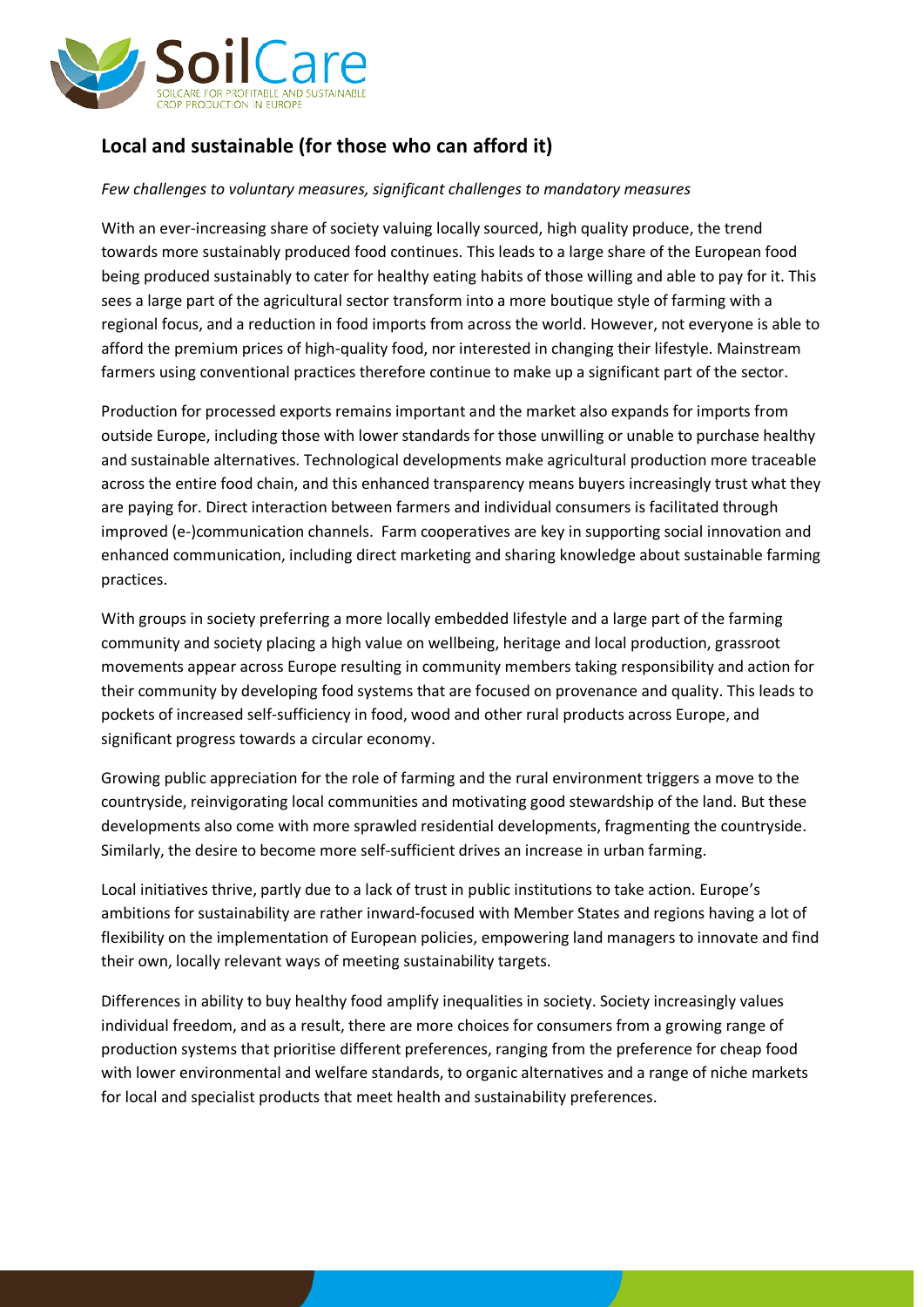## Local and sustainable (for those who can afford it)

*Few challenges to voluntary measures, significant challenges to mandatory measures*

With an ever-increasing share of society valuing locally sourced, high quality produce, the trend towards more sustainably produced food continues. This leads to a large share of the European food being produced sustainably to cater for healthy eating habits of those willing and able to pay for it. This sees a large part of the agricultural sector transform into a more boutique style of farming with a regional focus, and a reduction in food imports from across the world. However, not everyone is able to afford the premium prices of high-quality food, nor interested in changing their lifestyle. Mainstream farmers using conventional practices therefore continue to make up a significant part of the sector.

Production for processed exports remains important and the market also expands for imports from outside Europe, including those with lower standards for those unwilling or unable to purchase healthy and sustainable alternatives. Technological developments make agricultural production more traceable across the entire food chain, and this enhanced transparency means buyers increasingly trust what they are paying for. Direct interaction between farmers and individual consumers is facilitated through improved (e-)communication channels. Farm cooperatives are key in supporting social innovation and enhanced communication, including direct marketing and sharing knowledge about sustainable farming practices.

With groups in society preferring a more locally embedded lifestyle and a large part of the farming community and society placing a high value on wellbeing, heritage and local production, grassroot movements appear across Europe resulting in community members taking responsibility and action for their community by developing food systems that are focused on provenance and quality. This leads to pockets of increased self-sufficiency in food, wood and other rural products across Europe, and significant progress towards a circular economy.

Growing public appreciation for the role of farming and the rural environment triggers a move to the countryside, reinvigorating local communities and motivating good stewardship of the land. But these developments also come with more sprawled residential developments, fragmenting the countryside. Similarly, the desire to become more self-sufficient drives an increase in urban farming.

Local initiatives thrive, partly due to a lack of trust in public institutions to take action. Europe's ambitions for sustainability are rather inward-focused with Member States and regions having a lot of flexibility on the implementation of European policies, empowering land managers to innovate and find their own, locally relevant ways of meeting sustainability targets.

Differences in ability to buy healthy food amplify inequalities in society. Society increasingly values individual freedom, and as a result, there are more choices for consumers from a growing range of production systems that prioritise different preferences, ranging from the preference for cheap food with lower environmental and welfare standards, to organic alternatives and a range of niche markets for local and specialist products that meet health and sustainability preferences.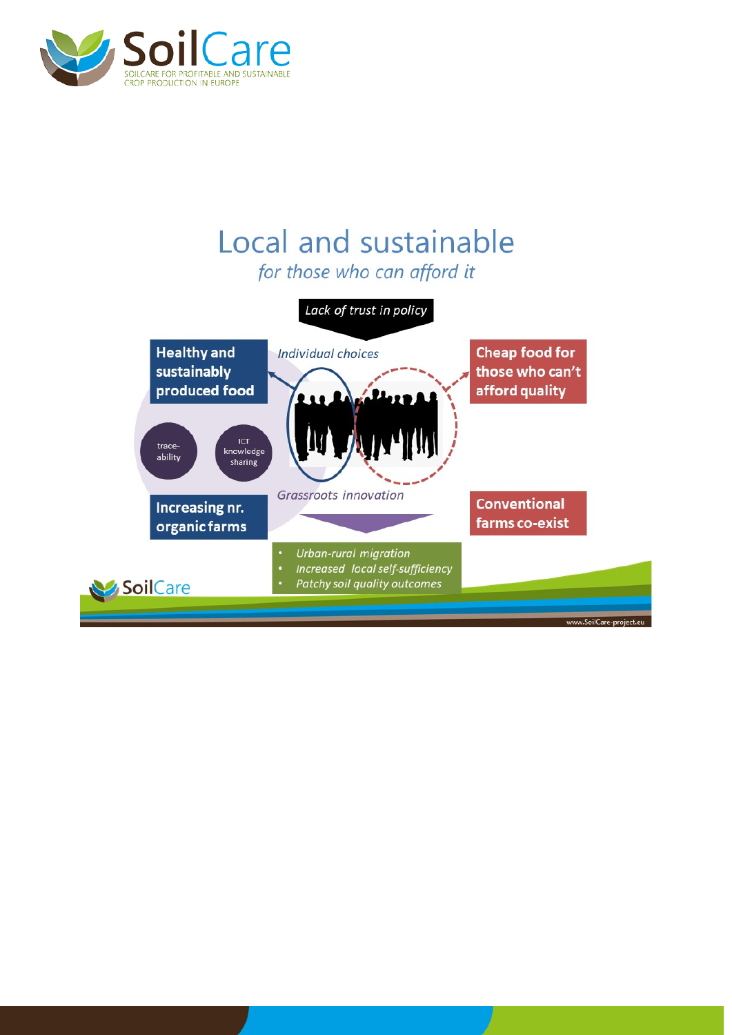# Local and sustainable

*for those who can afford it*

*Lack of trust in policy*

**Healthy and sustainably produced food**

*Individual choices*

**Cheap food for those who can't afford quality**

trace-ability

ICT knowledge sharing

*Grassroots innovation*

**Increasing nr. organic farms**

**Conventional farms co-exist**

- *Urban-rural migration*
- *increased local self-sufficiency*
- *Patchy soil quality outcomes*

SoilCare

www.SoilCare-project.eu